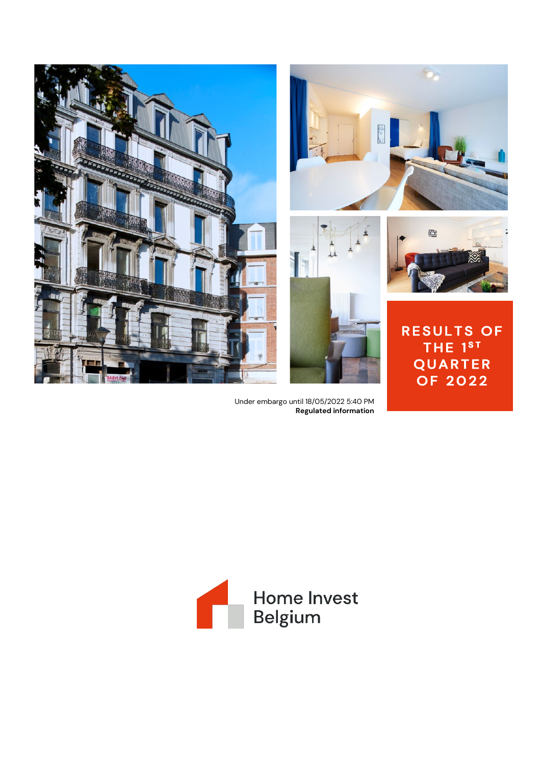# RESULTS OF THE 1ST QUARTER OF 2022

Under embargo until 18/05/2022 5:40 PM
**Regulated information**

Home Invest Belgium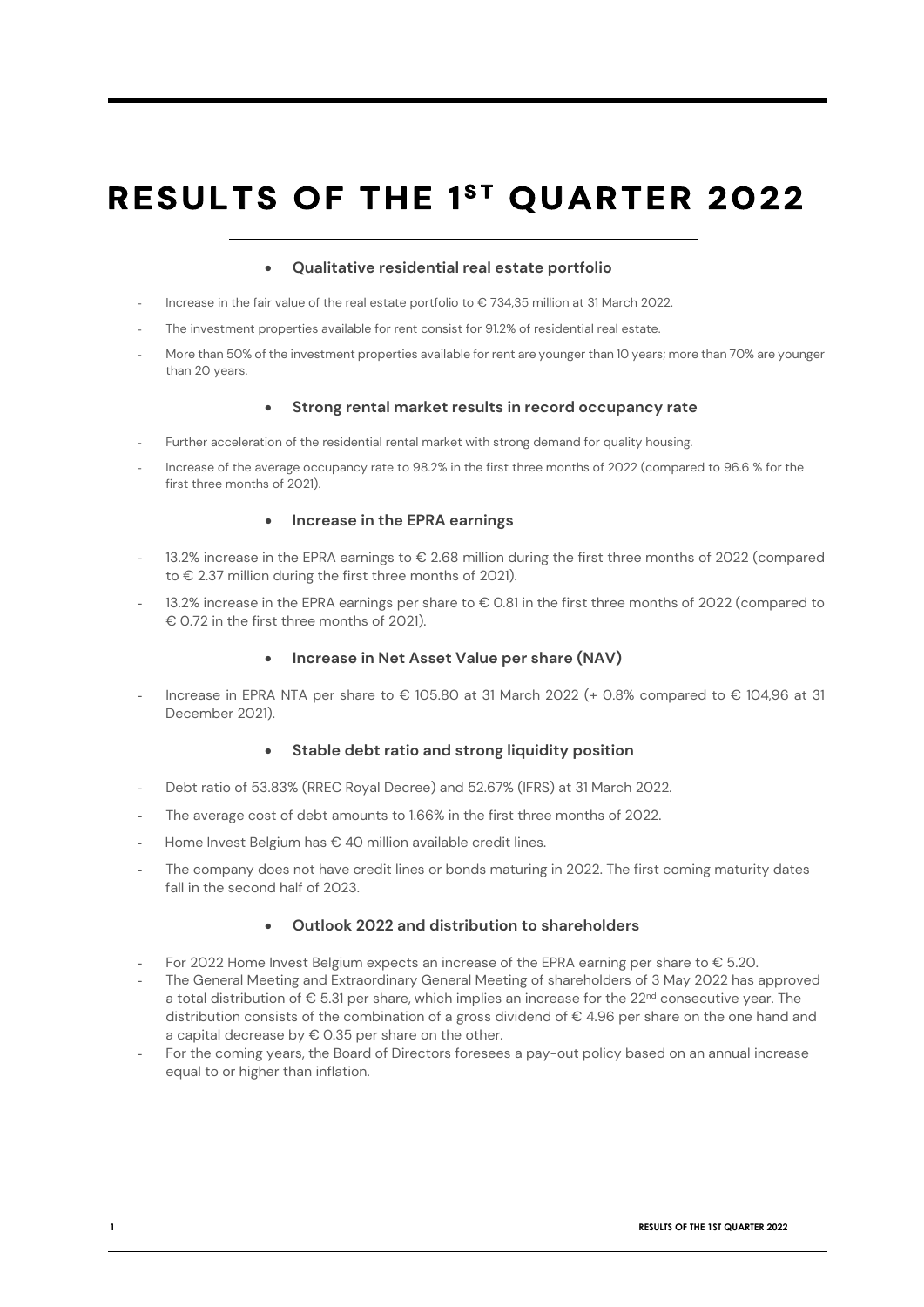# RESULTS OF THE 1ST QUARTER 2022

- **Qualitative residential real estate portfolio**

- Increase in the fair value of the real estate portfolio to € 734,35 million at 31 March 2022.
- The investment properties available for rent consist for 91.2% of residential real estate.
- More than 50% of the investment properties available for rent are younger than 10 years; more than 70% are younger than 20 years.

- **Strong rental market results in record occupancy rate**

- Further acceleration of the residential rental market with strong demand for quality housing.
- Increase of the average occupancy rate to 98.2% in the first three months of 2022 (compared to 96.6 % for the first three months of 2021).

- **Increase in the EPRA earnings**

- 13.2% increase in the EPRA earnings to € 2.68 million during the first three months of 2022 (compared to € 2.37 million during the first three months of 2021).
- 13.2% increase in the EPRA earnings per share to € 0.81 in the first three months of 2022 (compared to € 0.72 in the first three months of 2021).

- **Increase in Net Asset Value per share (NAV)**

- Increase in EPRA NTA per share to € 105.80 at 31 March 2022 (+ 0.8% compared to € 104,96 at 31 December 2021).

- **Stable debt ratio and strong liquidity position**

- Debt ratio of 53.83% (RREC Royal Decree) and 52.67% (IFRS) at 31 March 2022.
- The average cost of debt amounts to 1.66% in the first three months of 2022.
- Home Invest Belgium has € 40 million available credit lines.
- The company does not have credit lines or bonds maturing in 2022. The first coming maturity dates fall in the second half of 2023.

- **Outlook 2022 and distribution to shareholders**

- For 2022 Home Invest Belgium expects an increase of the EPRA earning per share to € 5.20.
- The General Meeting and Extraordinary General Meeting of shareholders of 3 May 2022 has approved a total distribution of € 5.31 per share, which implies an increase for the 22nd consecutive year. The distribution consists of the combination of a gross dividend of € 4.96 per share on the one hand and a capital decrease by € 0.35 per share on the other.
- For the coming years, the Board of Directors foresees a pay-out policy based on an annual increase equal to or higher than inflation.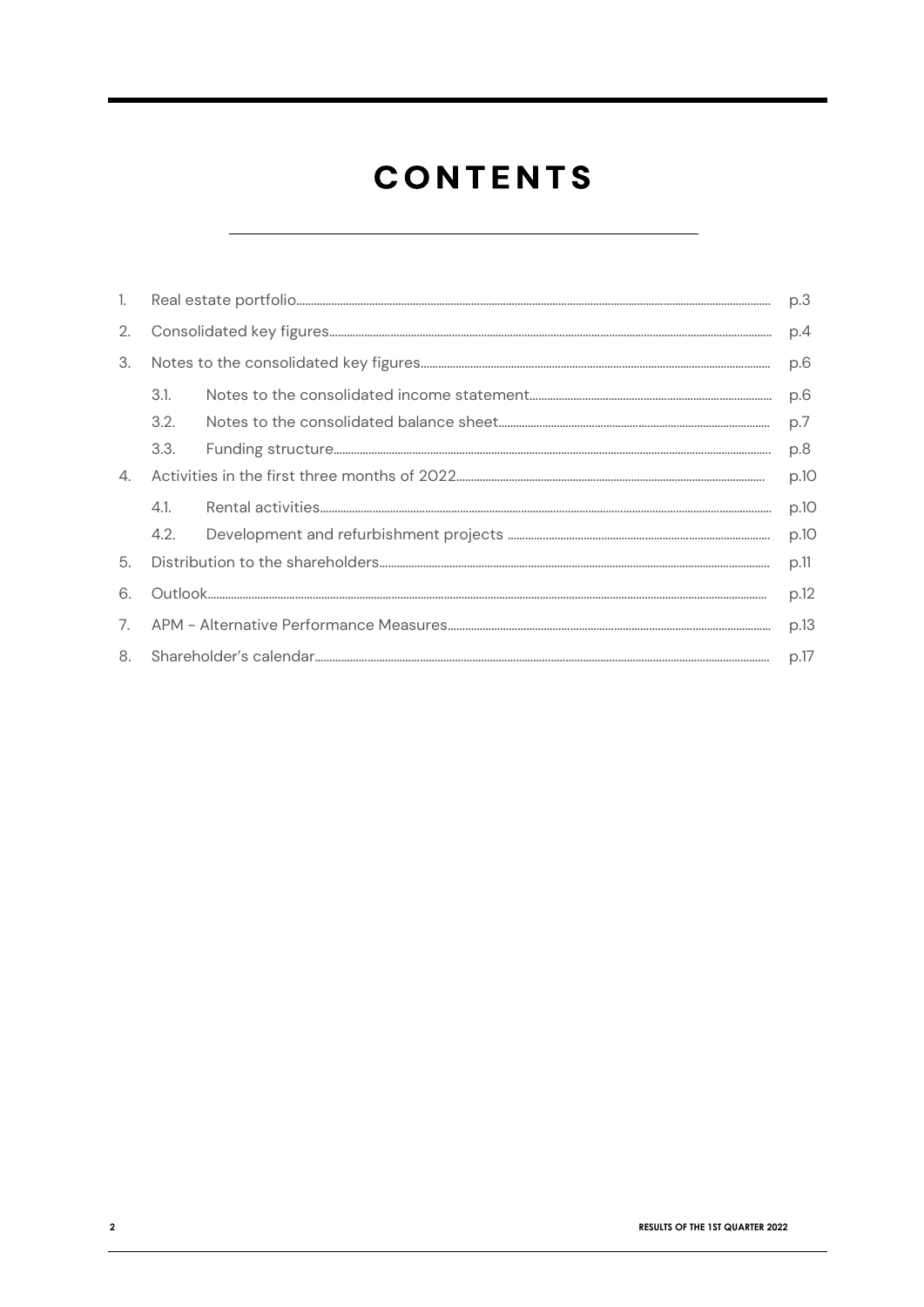# CONTENTS

| | | | |
|---|---|---|---|
| 1. | Real estate portfolio | | p.3 |
| 2. | Consolidated key figures | | p.4 |
| 3. | Notes to the consolidated key figures | | p.6 |
| | 3.1. | Notes to the consolidated income statement | p.6 |
| | 3.2. | Notes to the consolidated balance sheet | p.7 |
| | 3.3. | Funding structure | p.8 |
| 4. | Activities in the first three months of 2022 | | p.10 |
| | 4.1. | Rental activities | p.10 |
| | 4.2. | Development and refurbishment projects | p.10 |
| 5. | Distribution to the shareholders | | p.11 |
| 6. | Outlook | | p.12 |
| 7. | APM - Alternative Performance Measures | | p.13 |
| 8. | Shareholder's calendar | | p.17 |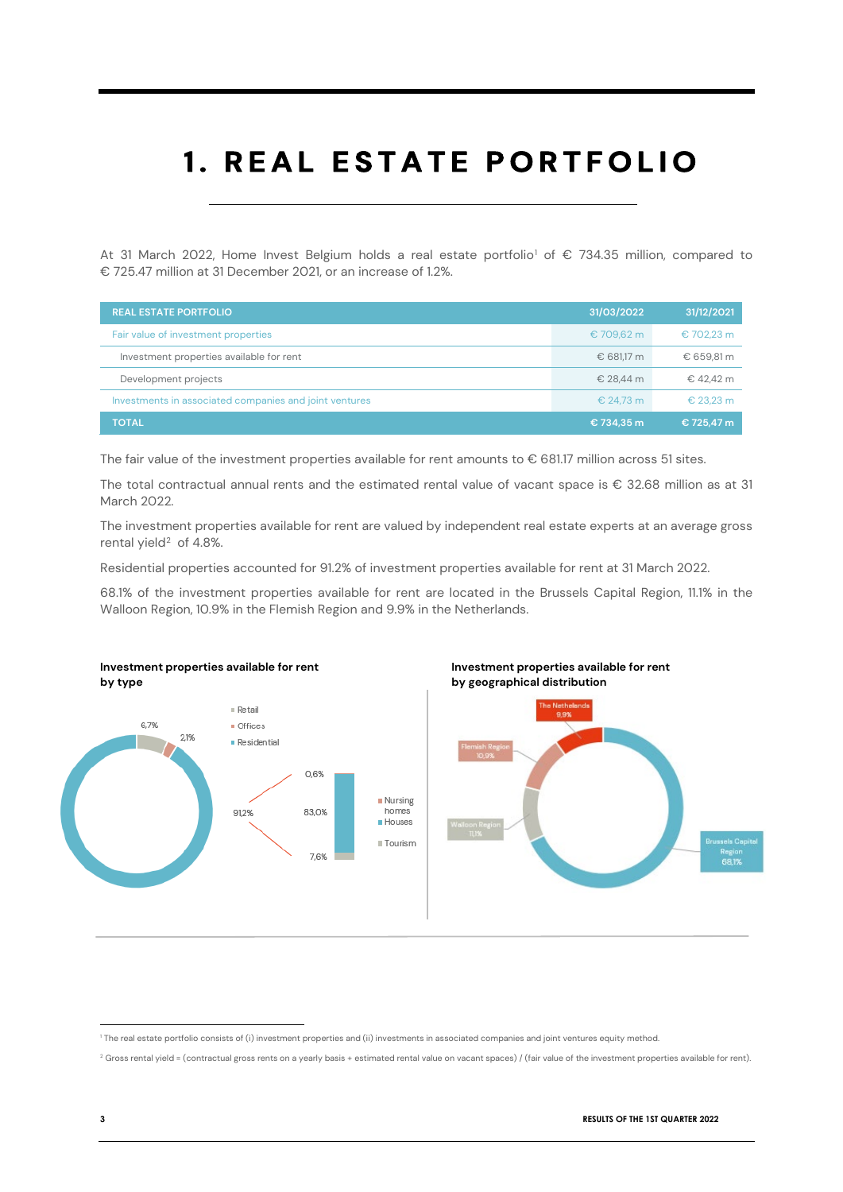# 1. REAL ESTATE PORTFOLIO

At 31 March 2022, Home Invest Belgium holds a real estate portfolio[1] of € 734.35 million, compared to € 725.47 million at 31 December 2021, or an increase of 1.2%.

| REAL ESTATE PORTFOLIO | 31/03/2022 | 31/12/2021 |
|---|---|---|
| Fair value of investment properties | € 709,62 m | € 702,23 m |
| Investment properties available for rent | € 681,17 m | € 659,81 m |
| Development projects | € 28,44 m | € 42,42 m |
| Investments in associated companies and joint ventures | € 24,73 m | € 23,23 m |
| **TOTAL** | **€ 734,35 m** | **€ 725,47 m** |

The fair value of the investment properties available for rent amounts to € 681.17 million across 51 sites.

The total contractual annual rents and the estimated rental value of vacant space is € 32.68 million as at 31 March 2022.

The investment properties available for rent are valued by independent real estate experts at an average gross rental yield[2] of 4.8%.

Residential properties accounted for 91.2% of investment properties available for rent at 31 March 2022.

68.1% of the investment properties available for rent are located in the Brussels Capital Region, 11.1% in the Walloon Region, 10.9% in the Flemish Region and 9.9% in the Netherlands.

**Investment properties available for rent by type**

- Retail: 6,7%
- Offices: 2,1%
- Residential: 91,2%
  - Nursing homes: 0,6%
  - Houses: 83,0%
  - Tourism: 7,6%

**Investment properties available for rent by geographical distribution**

- The Netherlands: 9,9%
- Flemish Region: 10,9%
- Walloon Region: 11,1%
- Brussels Capital Region: 68,1%

[1] The real estate portfolio consists of (i) investment properties and (ii) investments in associated companies and joint ventures equity method.

[2] Gross rental yield = (contractual gross rents on a yearly basis + estimated rental value on vacant spaces) / (fair value of the investment properties available for rent).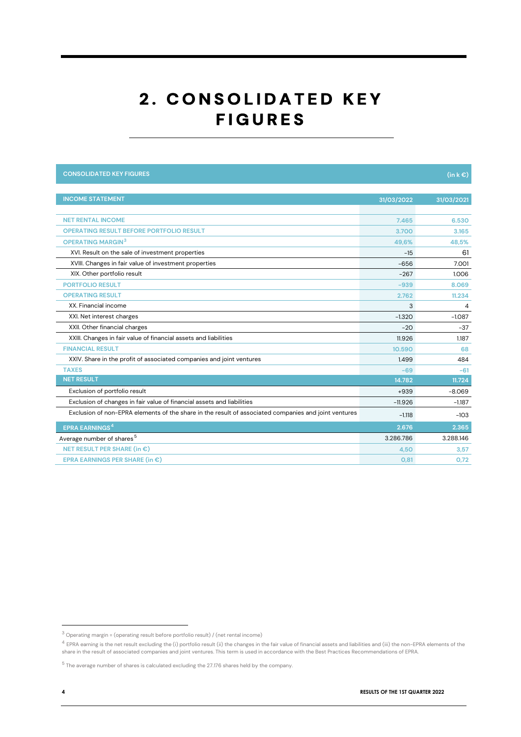# 2. CONSOLIDATED KEY FIGURES

| CONSOLIDATED KEY FIGURES | | (in k €) |
|---|---|---|
| **INCOME STATEMENT** | **31/03/2022** | **31/03/2021** |
| NET RENTAL INCOME | 7.465 | 6.530 |
| OPERATING RESULT BEFORE PORTFOLIO RESULT | 3.700 | 3.165 |
| OPERATING MARGIN[3] | 49,6% | 48,5% |
| XVI. Result on the sale of investment properties | -15 | 61 |
| XVIII. Changes in fair value of investment properties | -656 | 7.001 |
| XIX. Other portfolio result | -267 | 1.006 |
| PORTFOLIO RESULT | -939 | 8.069 |
| OPERATING RESULT | 2.762 | 11.234 |
| XX. Financial income | 3 | 4 |
| XXI. Net interest charges | -1.320 | -1.087 |
| XXII. Other financial charges | -20 | -37 |
| XXIII. Changes in fair value of financial assets and liabilities | 11.926 | 1.187 |
| FINANCIAL RESULT | 10.590 | 68 |
| XXIV. Share in the profit of associated companies and joint ventures | 1.499 | 484 |
| TAXES | -69 | -61 |
| **NET RESULT** | **14.782** | **11.724** |
| Exclusion of portfolio result | +939 | -8.069 |
| Exclusion of changes in fair value of financial assets and liabilities | -11.926 | -1.187 |
| Exclusion of non-EPRA elements of the share in the result of associated companies and joint ventures | -1.118 | -103 |
| **EPRA EARNINGS[4]** | **2.676** | **2.365** |
| Average number of shares[5] | 3.286.786 | 3.288.146 |
| NET RESULT PER SHARE (in €) | 4,50 | 3,57 |
| EPRA EARNINGS PER SHARE (in €) | 0,81 | 0,72 |

[3] Operating margin = (operating result before portfolio result) / (net rental income)

[4] EPRA earning is the net result excluding the (i) portfolio result (ii) the changes in the fair value of financial assets and liabilities and (iii) the non-EPRA elements of the share in the result of associated companies and joint ventures. This term is used in accordance with the Best Practices Recommendations of EPRA.

[5] The average number of shares is calculated excluding the 27.176 shares held by the company.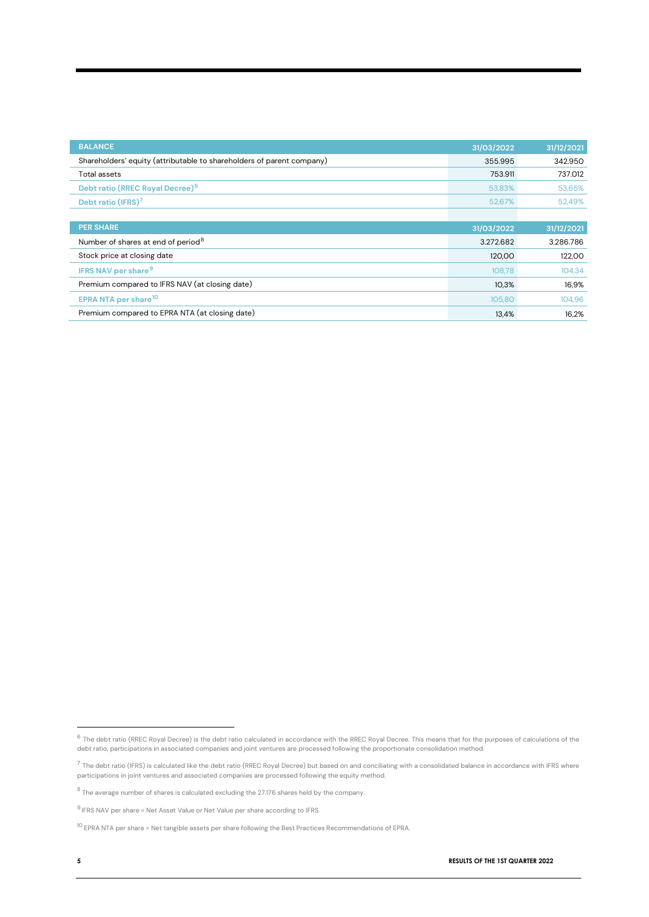| BALANCE | 31/03/2022 | 31/12/2021 |
|---|---|---|
| Shareholders' equity (attributable to shareholders of parent company) | 355.995 | 342.950 |
| Total assets | 753.911 | 737.012 |
| **Debt ratio (RREC Royal Decree)**[6] | 53,83% | 53,65% |
| **Debt ratio (IFRS)**[7] | 52,67% | 52,49% |

| PER SHARE | 31/03/2022 | 31/12/2021 |
|---|---|---|
| Number of shares at end of period[8] | 3.272.682 | 3.286.786 |
| Stock price at closing date | 120,00 | 122,00 |
| **IFRS NAV per share**[9] | 108,78 | 104,34 |
| Premium compared to IFRS NAV (at closing date) | 10,3% | 16,9% |
| **EPRA NTA per share**[10] | 105,80 | 104,96 |
| Premium compared to EPRA NTA (at closing date) | 13,4% | 16,2% |

[6] The debt ratio (RREC Royal Decree) is the debt ratio calculated in accordance with the RREC Royal Decree. This means that for the purposes of calculations of the debt ratio, participations in associated companies and joint ventures are processed following the proportionate consolidation method.

[7] The debt ratio (IFRS) is calculated like the debt ratio (RREC Royal Decree) but based on and conciliating with a consolidated balance in accordance with IFRS where participations in joint ventures and associated companies are processed following the equity method.

[8] The average number of shares is calculated excluding the 27.176 shares held by the company.

[9] IFRS NAV per share = Net Asset Value or Net Value per share according to IFRS.

[10] EPRA NTA per share = Net tangible assets per share following the Best Practices Recommendations of EPRA.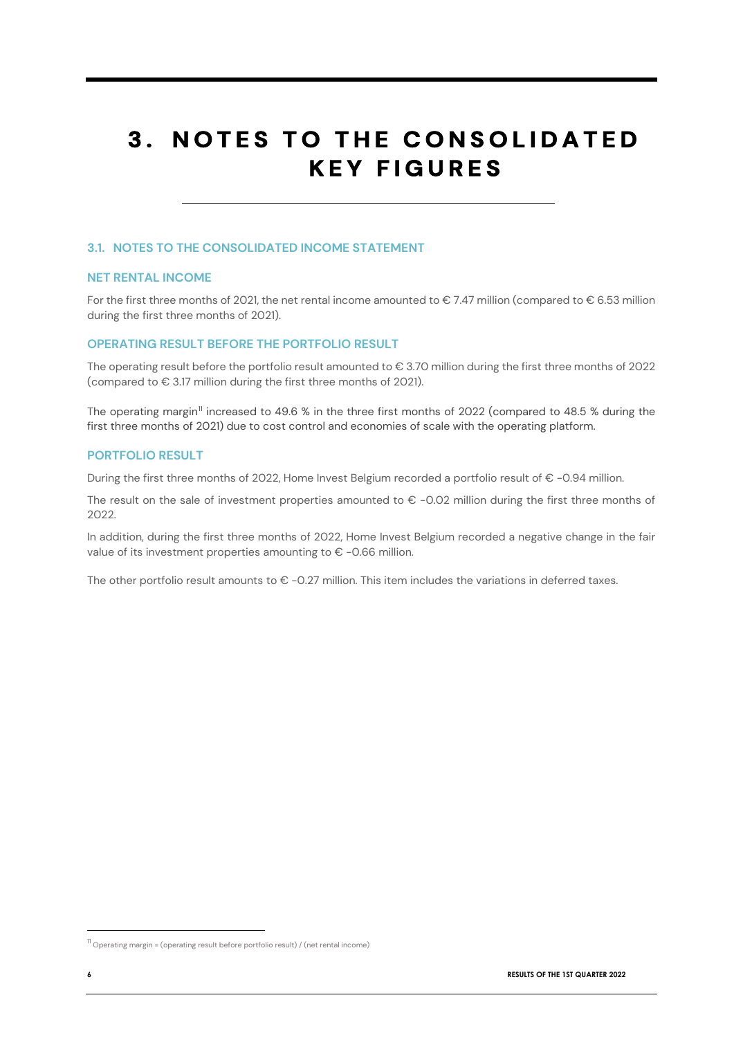# 3. NOTES TO THE CONSOLIDATED KEY FIGURES

## 3.1. NOTES TO THE CONSOLIDATED INCOME STATEMENT

### NET RENTAL INCOME

For the first three months of 2021, the net rental income amounted to € 7.47 million (compared to € 6.53 million during the first three months of 2021).

### OPERATING RESULT BEFORE THE PORTFOLIO RESULT

The operating result before the portfolio result amounted to € 3.70 million during the first three months of 2022 (compared to € 3.17 million during the first three months of 2021).

The operating margin[11] increased to 49.6 % in the three first months of 2022 (compared to 48.5 % during the first three months of 2021) due to cost control and economies of scale with the operating platform.

### PORTFOLIO RESULT

During the first three months of 2022, Home Invest Belgium recorded a portfolio result of € -0.94 million.

The result on the sale of investment properties amounted to € -0.02 million during the first three months of 2022.

In addition, during the first three months of 2022, Home Invest Belgium recorded a negative change in the fair value of its investment properties amounting to € -0.66 million.

The other portfolio result amounts to € -0.27 million. This item includes the variations in deferred taxes.

[11] Operating margin = (operating result before portfolio result) / (net rental income)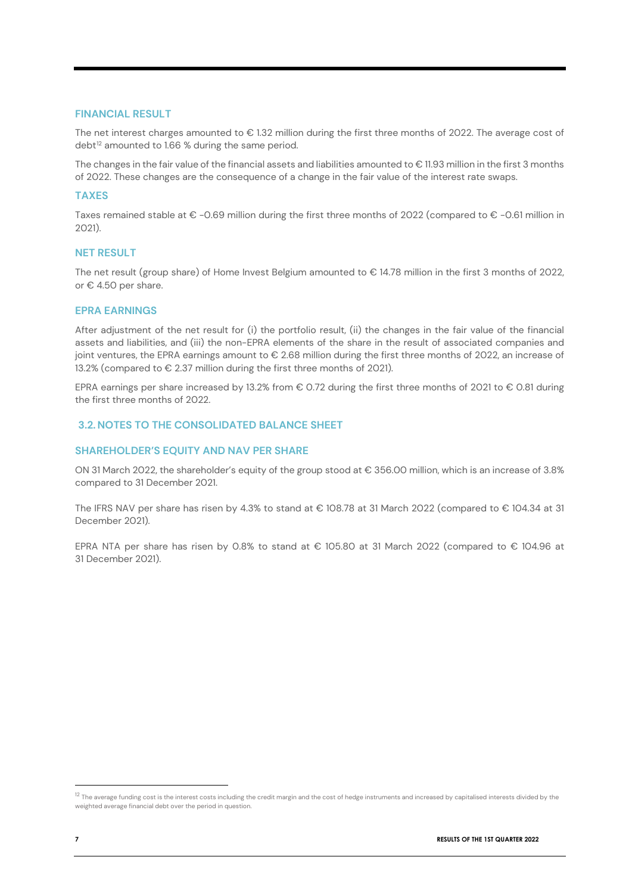### FINANCIAL RESULT

The net interest charges amounted to € 1.32 million during the first three months of 2022. The average cost of debt[12] amounted to 1.66 % during the same period.

The changes in the fair value of the financial assets and liabilities amounted to € 11.93 million in the first 3 months of 2022. These changes are the consequence of a change in the fair value of the interest rate swaps.

### TAXES

Taxes remained stable at € -0.69 million during the first three months of 2022 (compared to € -0.61 million in 2021).

### NET RESULT

The net result (group share) of Home Invest Belgium amounted to € 14.78 million in the first 3 months of 2022, or € 4.50 per share.

### EPRA EARNINGS

After adjustment of the net result for (i) the portfolio result, (ii) the changes in the fair value of the financial assets and liabilities, and (iii) the non-EPRA elements of the share in the result of associated companies and joint ventures, the EPRA earnings amount to € 2.68 million during the first three months of 2022, an increase of 13.2% (compared to € 2.37 million during the first three months of 2021).

EPRA earnings per share increased by 13.2% from € 0.72 during the first three months of 2021 to € 0.81 during the first three months of 2022.

## 3.2. NOTES TO THE CONSOLIDATED BALANCE SHEET

### SHAREHOLDER'S EQUITY AND NAV PER SHARE

ON 31 March 2022, the shareholder's equity of the group stood at € 356.00 million, which is an increase of 3.8% compared to 31 December 2021.

The IFRS NAV per share has risen by 4.3% to stand at € 108.78 at 31 March 2022 (compared to € 104.34 at 31 December 2021).

EPRA NTA per share has risen by 0.8% to stand at € 105.80 at 31 March 2022 (compared to € 104.96 at 31 December 2021).

---

[12] The average funding cost is the interest costs including the credit margin and the cost of hedge instruments and increased by capitalised interests divided by the weighted average financial debt over the period in question.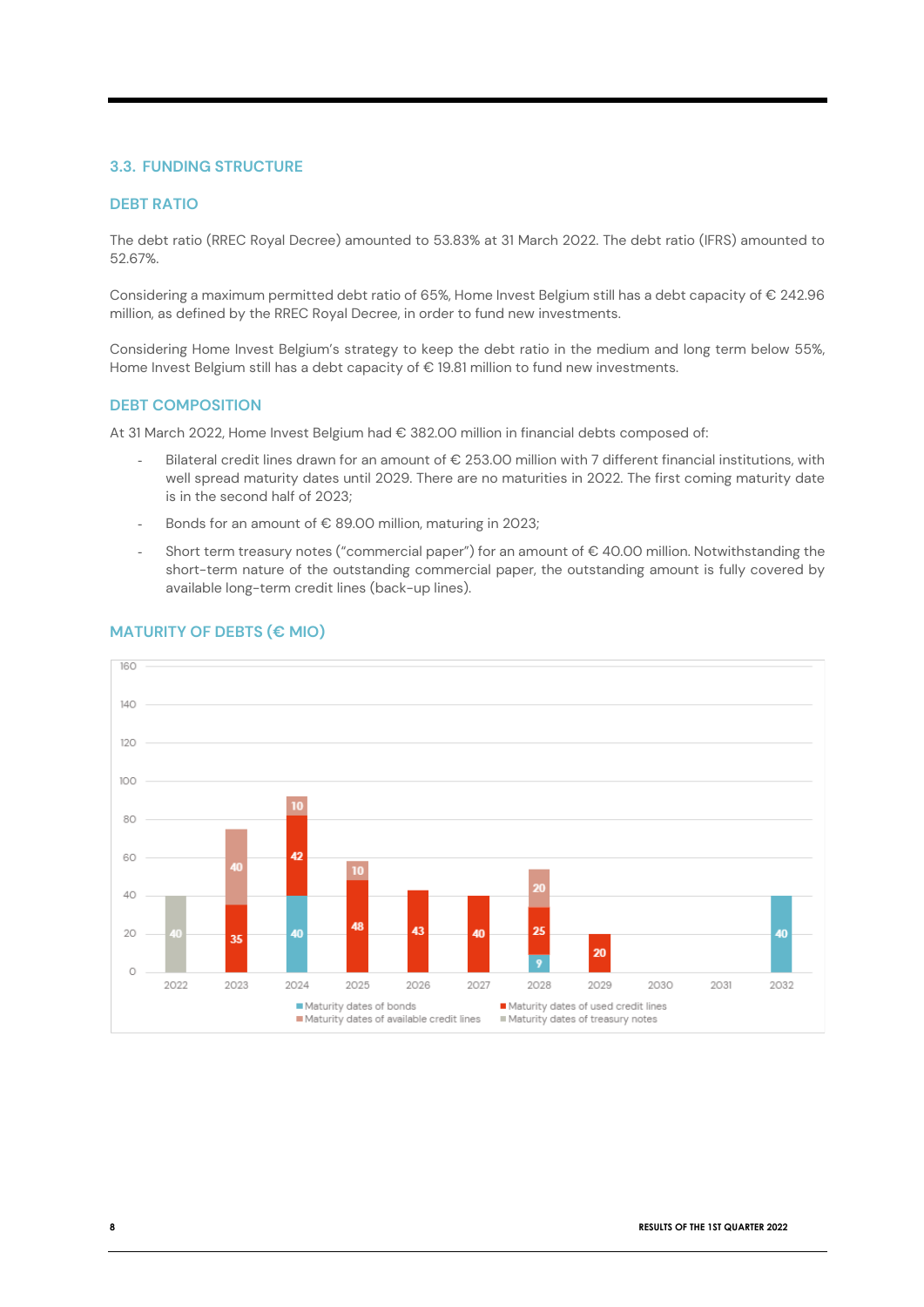## 3.3. FUNDING STRUCTURE

### DEBT RATIO

The debt ratio (RREC Royal Decree) amounted to 53.83% at 31 March 2022. The debt ratio (IFRS) amounted to 52.67%.

Considering a maximum permitted debt ratio of 65%, Home Invest Belgium still has a debt capacity of € 242.96 million, as defined by the RREC Royal Decree, in order to fund new investments.

Considering Home Invest Belgium's strategy to keep the debt ratio in the medium and long term below 55%, Home Invest Belgium still has a debt capacity of € 19.81 million to fund new investments.

### DEBT COMPOSITION

At 31 March 2022, Home Invest Belgium had € 382.00 million in financial debts composed of:

- Bilateral credit lines drawn for an amount of € 253.00 million with 7 different financial institutions, with well spread maturity dates until 2029. There are no maturities in 2022. The first coming maturity date is in the second half of 2023;
- Bonds for an amount of € 89.00 million, maturing in 2023;
- Short term treasury notes ("commercial paper") for an amount of € 40.00 million. Notwithstanding the short-term nature of the outstanding commercial paper, the outstanding amount is fully covered by available long-term credit lines (back-up lines).

### MATURITY OF DEBTS (€ MIO)

| Year | Maturity dates of bonds | Maturity dates of used credit lines | Maturity dates of available credit lines | Maturity dates of treasury notes |
|---|---|---|---|---|
| 2022 | | | | 40 |
| 2023 | | 35 | 40 | |
| 2024 | 40 | 42 | 10 | |
| 2025 | | 48 | 10 | |
| 2026 | | 43 | | |
| 2027 | | 40 | | |
| 2028 | 9 | 25 | 20 | |
| 2029 | | 20 | | |
| 2030 | | | | |
| 2031 | | | | |
| 2032 | 40 | | | |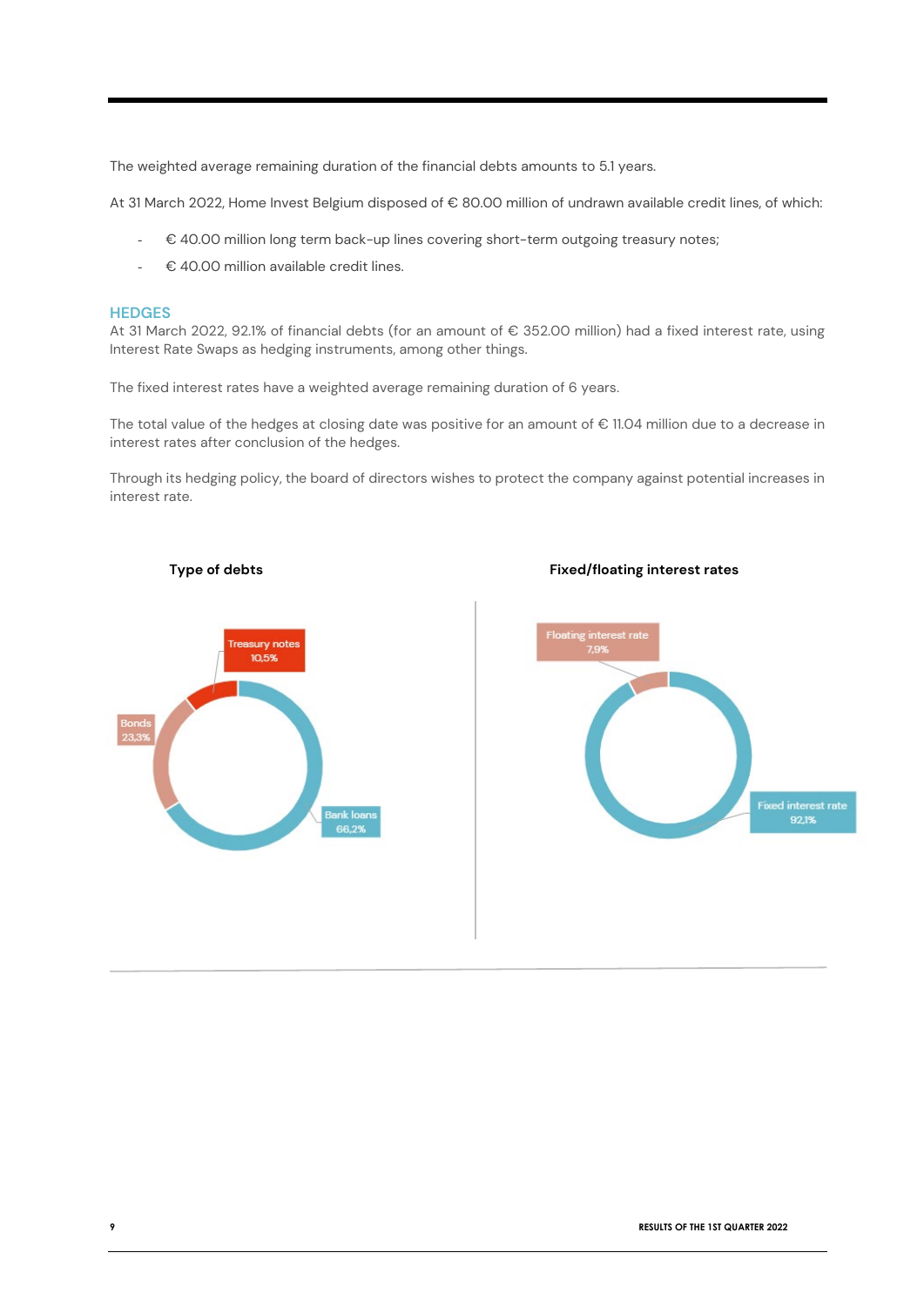The weighted average remaining duration of the financial debts amounts to 5.1 years.

At 31 March 2022, Home Invest Belgium disposed of € 80.00 million of undrawn available credit lines, of which:

- € 40.00 million long term back-up lines covering short-term outgoing treasury notes;
- € 40.00 million available credit lines.

## HEDGES

At 31 March 2022, 92.1% of financial debts (for an amount of € 352.00 million) had a fixed interest rate, using Interest Rate Swaps as hedging instruments, among other things.

The fixed interest rates have a weighted average remaining duration of 6 years.

The total value of the hedges at closing date was positive for an amount of € 11.04 million due to a decrease in interest rates after conclusion of the hedges.

Through its hedging policy, the board of directors wishes to protect the company against potential increases in interest rate.

**Type of debts**

Treasury notes 10,5%
Bonds 23,3%
Bank loans 66,2%

**Fixed/floating interest rates**

Floating interest rate 7,9%
Fixed interest rate 92,1%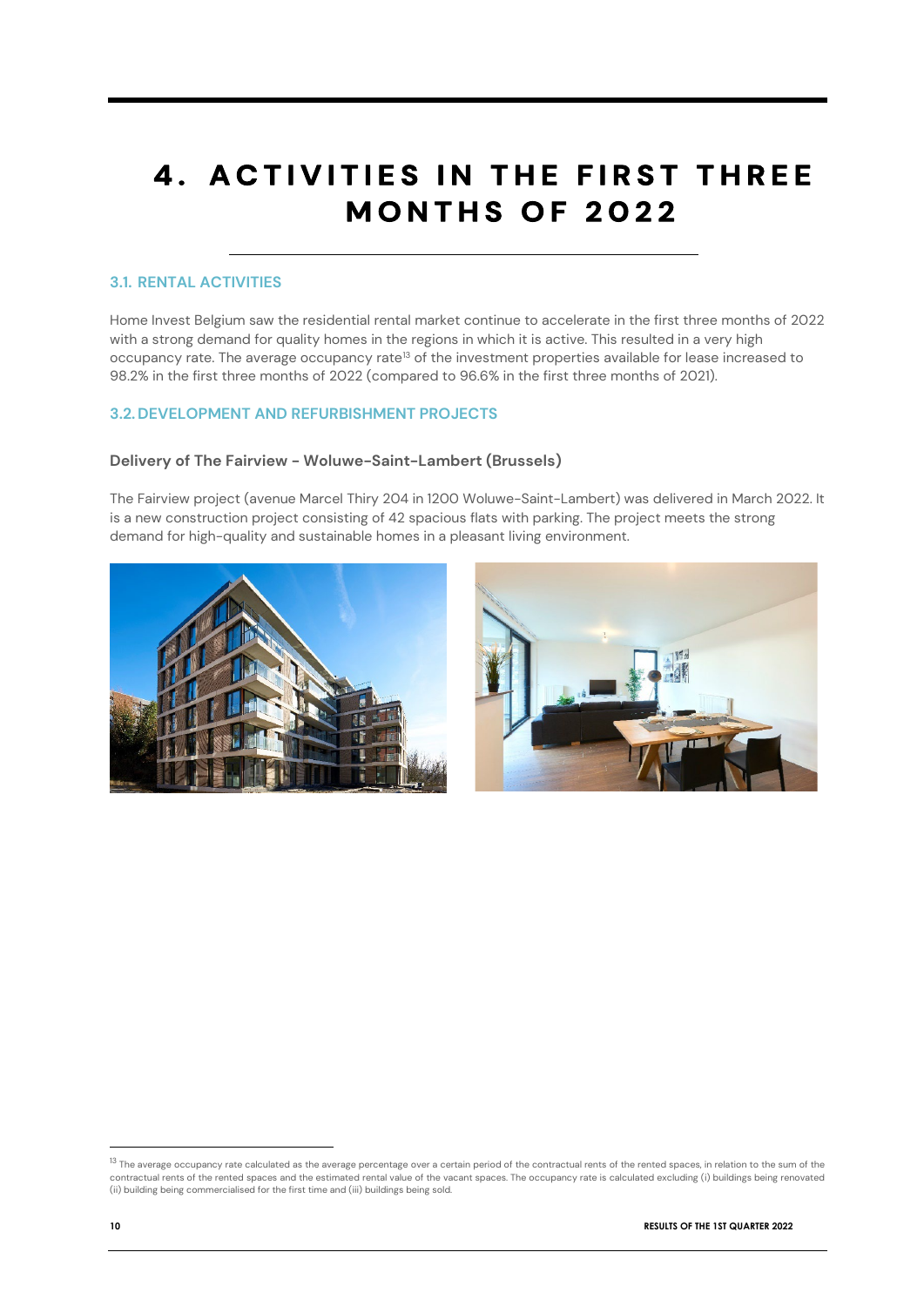# 4. ACTIVITIES IN THE FIRST THREE MONTHS OF 2022

## 3.1. RENTAL ACTIVITIES

Home Invest Belgium saw the residential rental market continue to accelerate in the first three months of 2022 with a strong demand for quality homes in the regions in which it is active. This resulted in a very high occupancy rate. The average occupancy rate[13] of the investment properties available for lease increased to 98.2% in the first three months of 2022 (compared to 96.6% in the first three months of 2021).

## 3.2. DEVELOPMENT AND REFURBISHMENT PROJECTS

### Delivery of The Fairview - Woluwe-Saint-Lambert (Brussels)

The Fairview project (avenue Marcel Thiry 204 in 1200 Woluwe-Saint-Lambert) was delivered in March 2022. It is a new construction project consisting of 42 spacious flats with parking. The project meets the strong demand for high-quality and sustainable homes in a pleasant living environment.

[13] The average occupancy rate calculated as the average percentage over a certain period of the contractual rents of the rented spaces, in relation to the sum of the contractual rents of the rented spaces and the estimated rental value of the vacant spaces. The occupancy rate is calculated excluding (i) buildings being renovated (ii) building being commercialised for the first time and (iii) buildings being sold.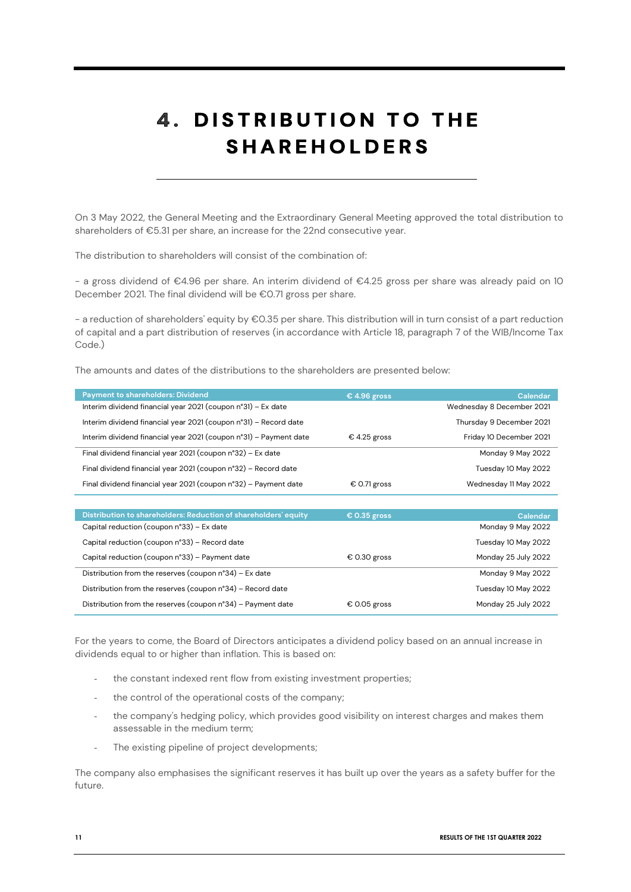# 4. DISTRIBUTION TO THE SHAREHOLDERS

On 3 May 2022, the General Meeting and the Extraordinary General Meeting approved the total distribution to shareholders of €5.31 per share, an increase for the 22nd consecutive year.

The distribution to shareholders will consist of the combination of:

- a gross dividend of €4.96 per share. An interim dividend of €4.25 gross per share was already paid on 10 December 2021. The final dividend will be €0.71 gross per share.

- a reduction of shareholders' equity by €0.35 per share. This distribution will in turn consist of a part reduction of capital and a part distribution of reserves (in accordance with Article 18, paragraph 7 of the WIB/Income Tax Code.)

The amounts and dates of the distributions to the shareholders are presented below:

| Payment to shareholders: Dividend | € 4.96 gross | Calendar |
|---|---|---|
| Interim dividend financial year 2021 (coupon n°31) – Ex date | | Wednesday 8 December 2021 |
| Interim dividend financial year 2021 (coupon n°31) – Record date | | Thursday 9 December 2021 |
| Interim dividend financial year 2021 (coupon n°31) – Payment date | € 4.25 gross | Friday 10 December 2021 |
| Final dividend financial year 2021 (coupon n°32) – Ex date | | Monday 9 May 2022 |
| Final dividend financial year 2021 (coupon n°32) – Record date | | Tuesday 10 May 2022 |
| Final dividend financial year 2021 (coupon n°32) – Payment date | € 0.71 gross | Wednesday 11 May 2022 |

| Distribution to shareholders: Reduction of shareholders' equity | € 0.35 gross | Calendar |
|---|---|---|
| Capital reduction (coupon n°33) – Ex date | | Monday 9 May 2022 |
| Capital reduction (coupon n°33) – Record date | | Tuesday 10 May 2022 |
| Capital reduction (coupon n°33) – Payment date | € 0.30 gross | Monday 25 July 2022 |
| Distribution from the reserves (coupon n°34) – Ex date | | Monday 9 May 2022 |
| Distribution from the reserves (coupon n°34) – Record date | | Tuesday 10 May 2022 |
| Distribution from the reserves (coupon n°34) – Payment date | € 0.05 gross | Monday 25 July 2022 |

For the years to come, the Board of Directors anticipates a dividend policy based on an annual increase in dividends equal to or higher than inflation. This is based on:

- the constant indexed rent flow from existing investment properties;
- the control of the operational costs of the company;
- the company's hedging policy, which provides good visibility on interest charges and makes them assessable in the medium term;
- The existing pipeline of project developments;

The company also emphasises the significant reserves it has built up over the years as a safety buffer for the future.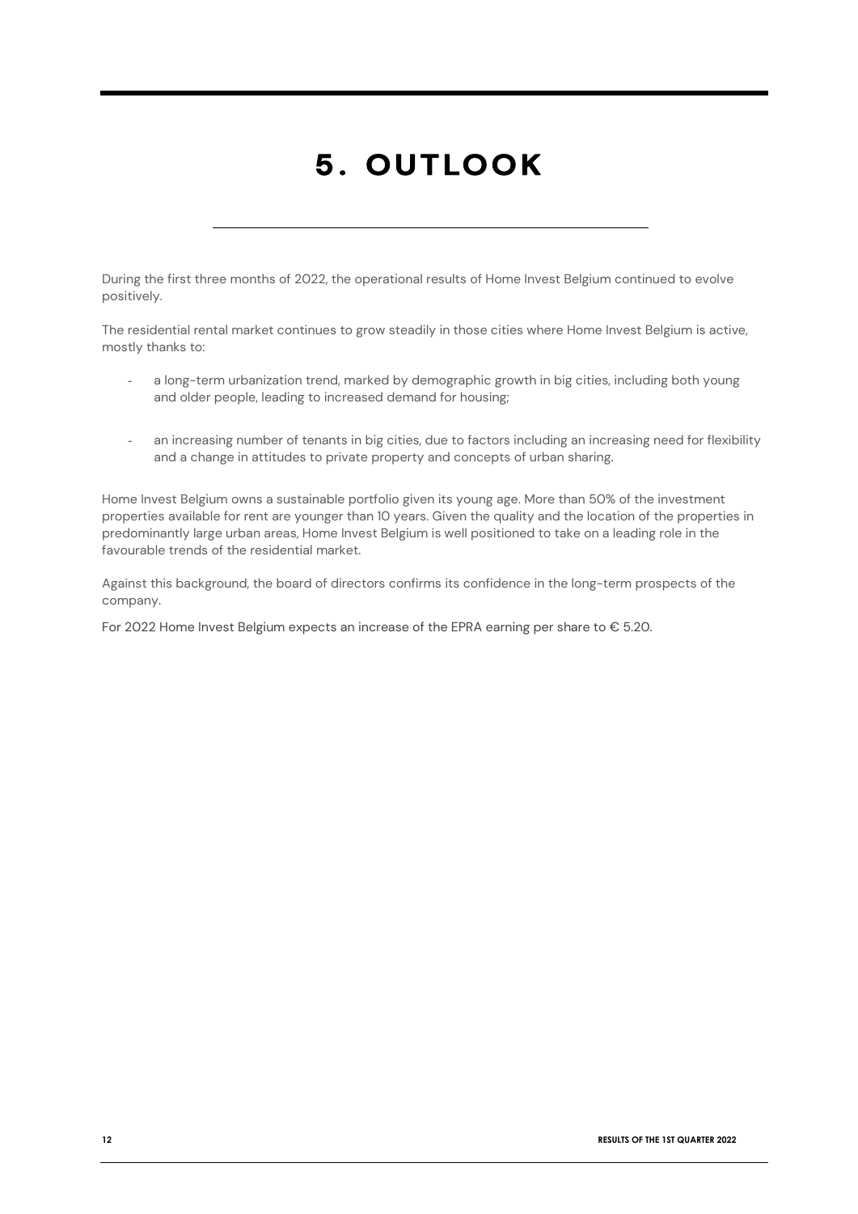# 5. OUTLOOK

During the first three months of 2022, the operational results of Home Invest Belgium continued to evolve positively.

The residential rental market continues to grow steadily in those cities where Home Invest Belgium is active, mostly thanks to:

- a long-term urbanization trend, marked by demographic growth in big cities, including both young and older people, leading to increased demand for housing;
- an increasing number of tenants in big cities, due to factors including an increasing need for flexibility and a change in attitudes to private property and concepts of urban sharing.

Home Invest Belgium owns a sustainable portfolio given its young age. More than 50% of the investment properties available for rent are younger than 10 years. Given the quality and the location of the properties in predominantly large urban areas, Home Invest Belgium is well positioned to take on a leading role in the favourable trends of the residential market.

Against this background, the board of directors confirms its confidence in the long-term prospects of the company.

For 2022 Home Invest Belgium expects an increase of the EPRA earning per share to € 5.20.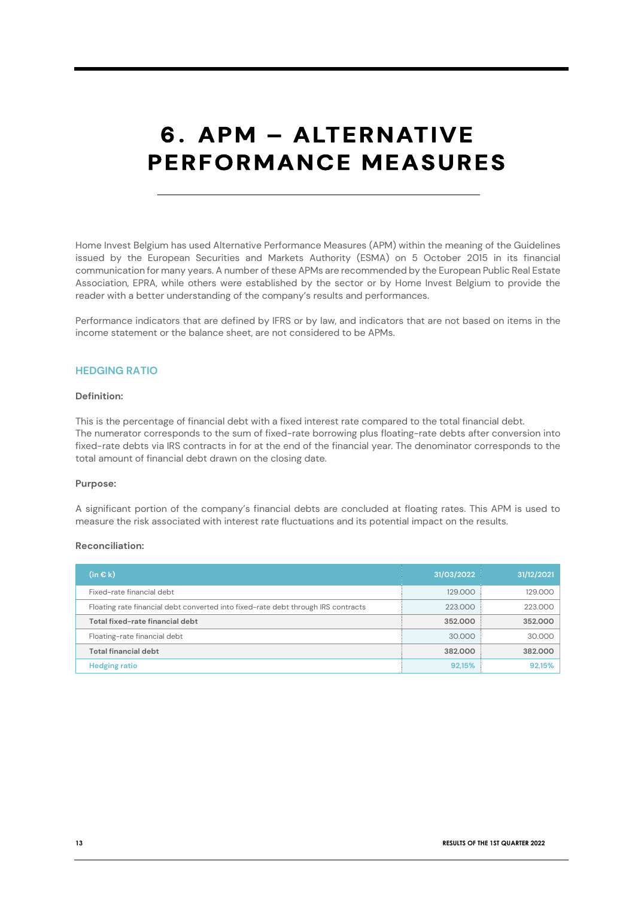# 6. APM – ALTERNATIVE PERFORMANCE MEASURES

Home Invest Belgium has used Alternative Performance Measures (APM) within the meaning of the Guidelines issued by the European Securities and Markets Authority (ESMA) on 5 October 2015 in its financial communication for many years. A number of these APMs are recommended by the European Public Real Estate Association, EPRA, while others were established by the sector or by Home Invest Belgium to provide the reader with a better understanding of the company's results and performances.

Performance indicators that are defined by IFRS or by law, and indicators that are not based on items in the income statement or the balance sheet, are not considered to be APMs.

## HEDGING RATIO

**Definition:**

This is the percentage of financial debt with a fixed interest rate compared to the total financial debt.
The numerator corresponds to the sum of fixed-rate borrowing plus floating-rate debts after conversion into fixed-rate debts via IRS contracts in for at the end of the financial year. The denominator corresponds to the total amount of financial debt drawn on the closing date.

**Purpose:**

A significant portion of the company's financial debts are concluded at floating rates. This APM is used to measure the risk associated with interest rate fluctuations and its potential impact on the results.

**Reconciliation:**

| (in € k) | 31/03/2022 | 31/12/2021 |
|---|---|---|
| Fixed-rate financial debt | 129.000 | 129.000 |
| Floating rate financial debt converted into fixed-rate debt through IRS contracts | 223.000 | 223.000 |
| **Total fixed-rate financial debt** | **352.000** | **352.000** |
| Floating-rate financial debt | 30.000 | 30.000 |
| **Total financial debt** | **382.000** | **382.000** |
| **Hedging ratio** | **92,15%** | **92,15%** |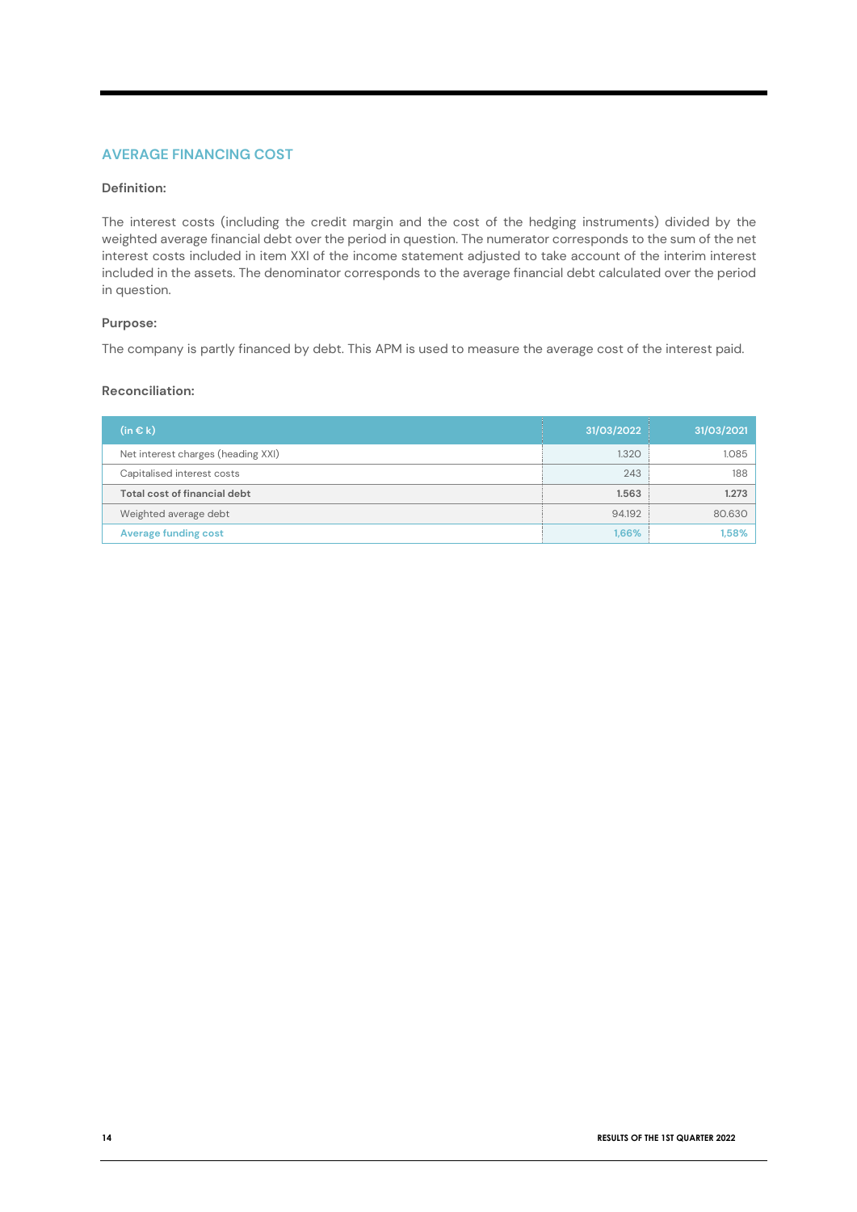## AVERAGE FINANCING COST

**Definition:**

The interest costs (including the credit margin and the cost of the hedging instruments) divided by the weighted average financial debt over the period in question. The numerator corresponds to the sum of the net interest costs included in item XXI of the income statement adjusted to take account of the interim interest included in the assets. The denominator corresponds to the average financial debt calculated over the period in question.

**Purpose:**

The company is partly financed by debt. This APM is used to measure the average cost of the interest paid.

**Reconciliation:**

| (in € k) | 31/03/2022 | 31/03/2021 |
|---|---|---|
| Net interest charges (heading XXI) | 1.320 | 1.085 |
| Capitalised interest costs | 243 | 188 |
| **Total cost of financial debt** | **1.563** | **1.273** |
| Weighted average debt | 94.192 | 80.630 |
| Average funding cost | 1,66% | 1,58% |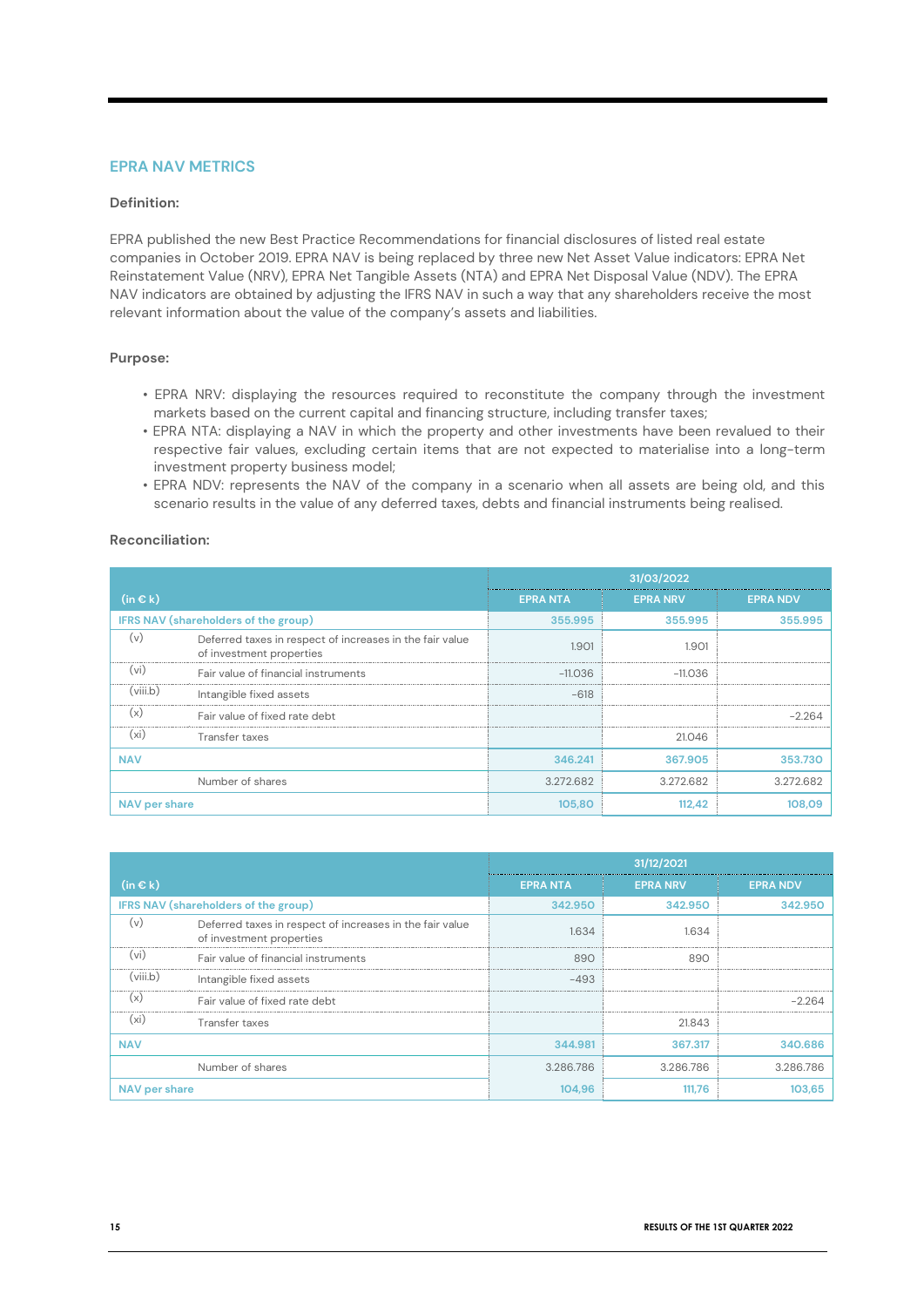## EPRA NAV METRICS

**Definition:**

EPRA published the new Best Practice Recommendations for financial disclosures of listed real estate companies in October 2019. EPRA NAV is being replaced by three new Net Asset Value indicators: EPRA Net Reinstatement Value (NRV), EPRA Net Tangible Assets (NTA) and EPRA Net Disposal Value (NDV). The EPRA NAV indicators are obtained by adjusting the IFRS NAV in such a way that any shareholders receive the most relevant information about the value of the company's assets and liabilities.

**Purpose:**

- EPRA NRV: displaying the resources required to reconstitute the company through the investment markets based on the current capital and financing structure, including transfer taxes;
- EPRA NTA: displaying a NAV in which the property and other investments have been revalued to their respective fair values, excluding certain items that are not expected to materialise into a long-term investment property business model;
- EPRA NDV: represents the NAV of the company in a scenario when all assets are being old, and this scenario results in the value of any deferred taxes, debts and financial instruments being realised.

**Reconciliation:**

| (in € k) | | 31/03/2022 | | |
|---|---|---|---|---|
| | | EPRA NTA | EPRA NRV | EPRA NDV |
| IFRS NAV (shareholders of the group) | | 355.995 | 355.995 | 355.995 |
| (v) | Deferred taxes in respect of increases in the fair value of investment properties | 1.901 | 1.901 | |
| (vi) | Fair value of financial instruments | -11.036 | -11.036 | |
| (viii.b) | Intangible fixed assets | -618 | | |
| (x) | Fair value of fixed rate debt | | | -2.264 |
| (xi) | Transfer taxes | | 21.046 | |
| NAV | | 346.241 | 367.905 | 353.730 |
| | Number of shares | 3.272.682 | 3.272.682 | 3.272.682 |
| NAV per share | | 105,80 | 112,42 | 108,09 |

| (in € k) | | 31/12/2021 | | |
|---|---|---|---|---|
| | | EPRA NTA | EPRA NRV | EPRA NDV |
| IFRS NAV (shareholders of the group) | | 342.950 | 342.950 | 342.950 |
| (v) | Deferred taxes in respect of increases in the fair value of investment properties | 1.634 | 1.634 | |
| (vi) | Fair value of financial instruments | 890 | 890 | |
| (viii.b) | Intangible fixed assets | -493 | | |
| (x) | Fair value of fixed rate debt | | | -2.264 |
| (xi) | Transfer taxes | | 21.843 | |
| NAV | | 344.981 | 367.317 | 340.686 |
| | Number of shares | 3.286.786 | 3.286.786 | 3.286.786 |
| NAV per share | | 104,96 | 111,76 | 103,65 |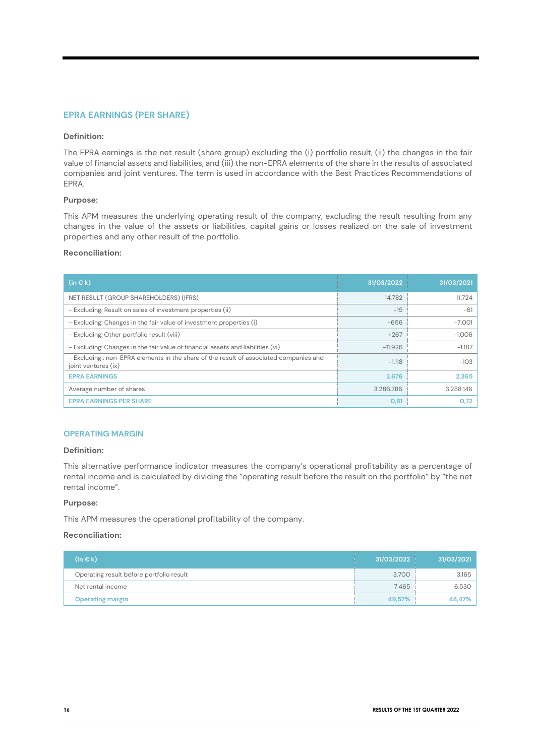## EPRA EARNINGS (PER SHARE)

**Definition:**

The EPRA earnings is the net result (share group) excluding the (i) portfolio result, (ii) the changes in the fair value of financial assets and liabilities, and (iii) the non-EPRA elements of the share in the results of associated companies and joint ventures. The term is used in accordance with the Best Practices Recommendations of EPRA.

**Purpose:**

This APM measures the underlying operating result of the company, excluding the result resulting from any changes in the value of the assets or liabilities, capital gains or losses realized on the sale of investment properties and any other result of the portfolio.

**Reconciliation:**

| (in € k) | 31/03/2022 | 31/03/2021 |
|---|---|---|
| NET RESULT (GROUP SHAREHOLDERS) (IFRS) | 14.782 | 11.724 |
| - Excluding: Result on sales of investment properties (ii) | +15 | -61 |
| - Excluding: Changes in the fair value of investment properties (i) | +656 | -7.001 |
| - Excluding: Other portfolio result (viii) | +267 | -1.006 |
| - Excluding: Changes in the fair value of financial assets and liabilities (vi) | -11.926 | -1.187 |
| - Excluding : non-EPRA elements in the share of the result of associated companies and joint ventures (ix) | -1.118 | -103 |
| **EPRA EARNINGS** | **2.676** | **2.365** |
| Average number of shares | 3.286.786 | 3.288.146 |
| **EPRA EARNINGS PER SHARE** | **0,81** | **0,72** |

## OPERATING MARGIN

**Definition:**

This alternative performance indicator measures the company's operational profitability as a percentage of rental income and is calculated by dividing the "operating result before the result on the portfolio" by "the net rental income".

**Purpose:**

This APM measures the operational profitability of the company.

**Reconciliation:**

| (in € k) | 31/03/2022 | 31/03/2021 |
|---|---|---|
| Operating result before portfolio result | 3.700 | 3.165 |
| Net rental income | 7.465 | 6.530 |
| **Operating margin** | **49,57%** | **48,47%** |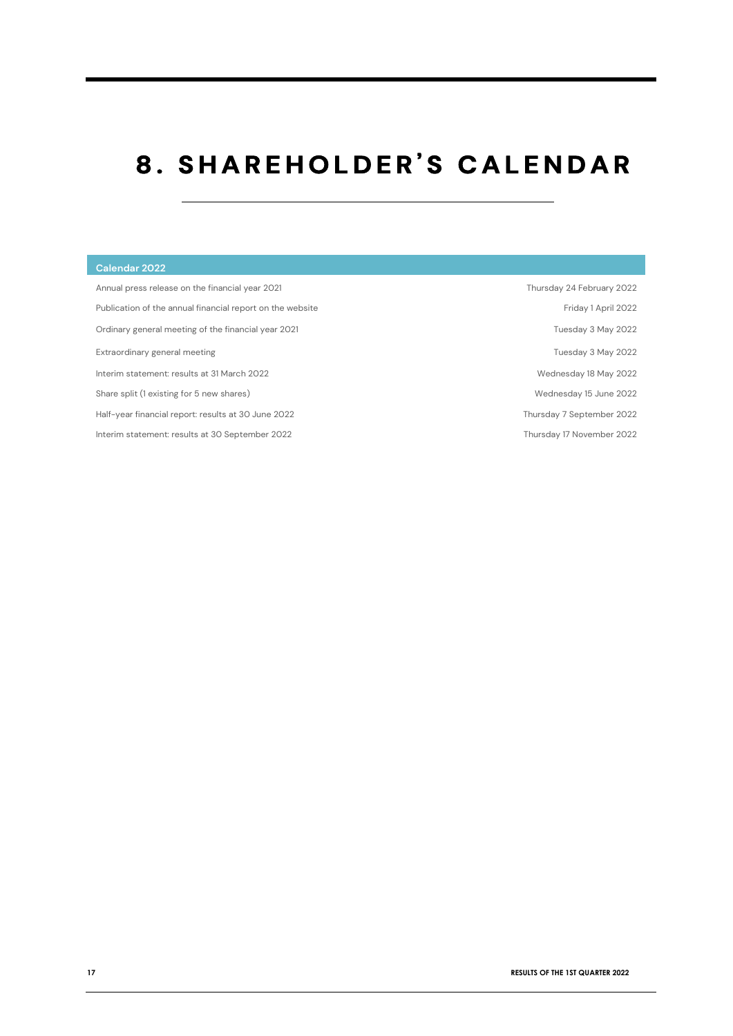# 8. SHAREHOLDER'S CALENDAR

| Calendar 2022 | |
|---|---|
| Annual press release on the financial year 2021 | Thursday 24 February 2022 |
| Publication of the annual financial report on the website | Friday 1 April 2022 |
| Ordinary general meeting of the financial year 2021 | Tuesday 3 May 2022 |
| Extraordinary general meeting | Tuesday 3 May 2022 |
| Interim statement: results at 31 March 2022 | Wednesday 18 May 2022 |
| Share split (1 existing for 5 new shares) | Wednesday 15 June 2022 |
| Half-year financial report: results at 30 June 2022 | Thursday 7 September 2022 |
| Interim statement: results at 30 September 2022 | Thursday 17 November 2022 |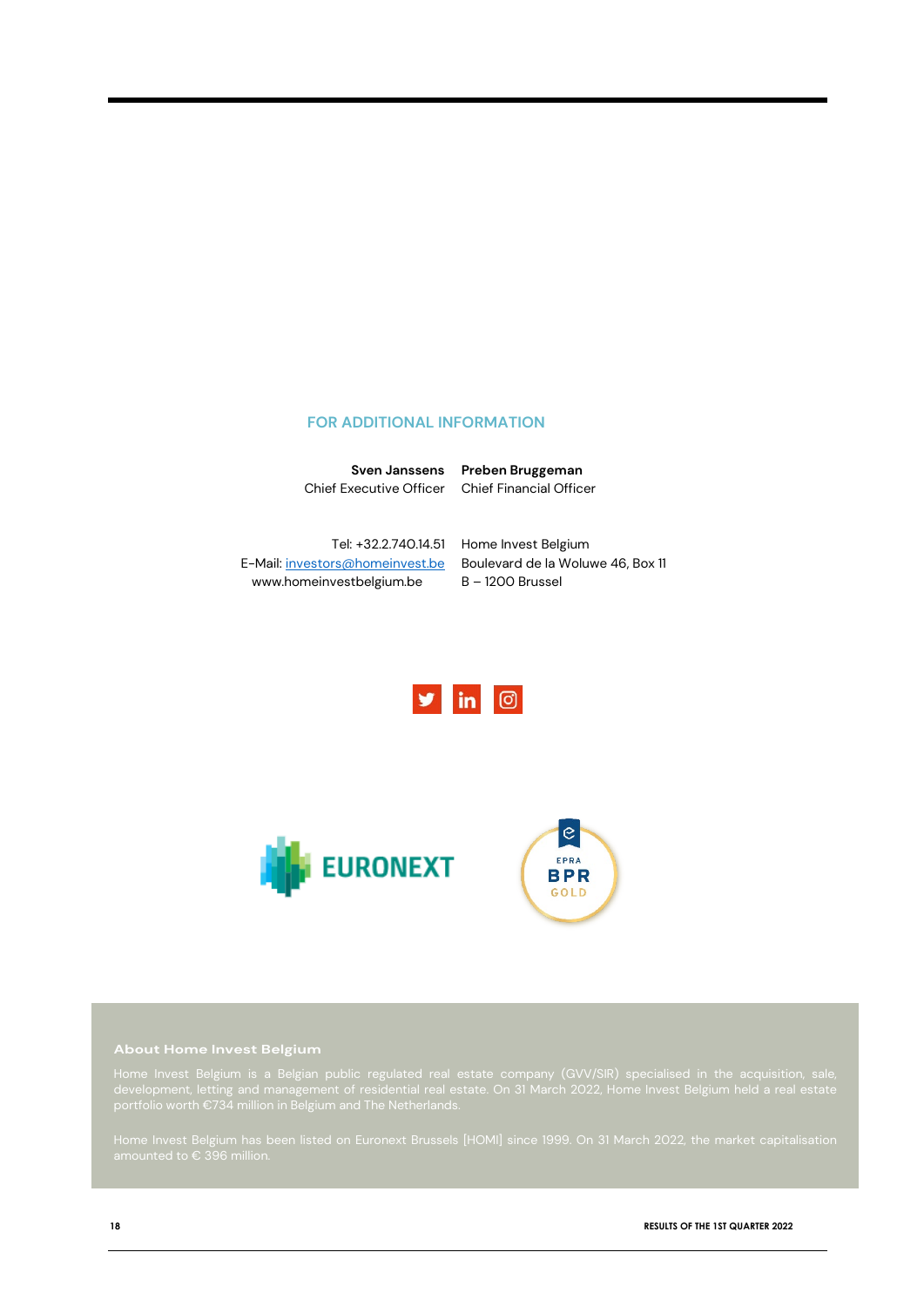## FOR ADDITIONAL INFORMATION

| | |
|---|---|
| **Sven Janssens**<br>Chief Executive Officer | **Preben Bruggeman**<br>Chief Financial Officer |
| Tel: +32.2.740.14.51<br>E-Mail: investors@homeinvest.be<br>www.homeinvestbelgium.be | Home Invest Belgium<br>Boulevard de la Woluwe 46, Box 11<br>B – 1200 Brussel |

### About Home Invest Belgium

Home Invest Belgium is a Belgian public regulated real estate company (GVV/SIR) specialised in the acquisition, sale, development, letting and management of residential real estate. On 31 March 2022, Home Invest Belgium held a real estate portfolio worth €734 million in Belgium and The Netherlands.

Home Invest Belgium has been listed on Euronext Brussels [HOMI] since 1999. On 31 March 2022, the market capitalisation amounted to € 396 million.